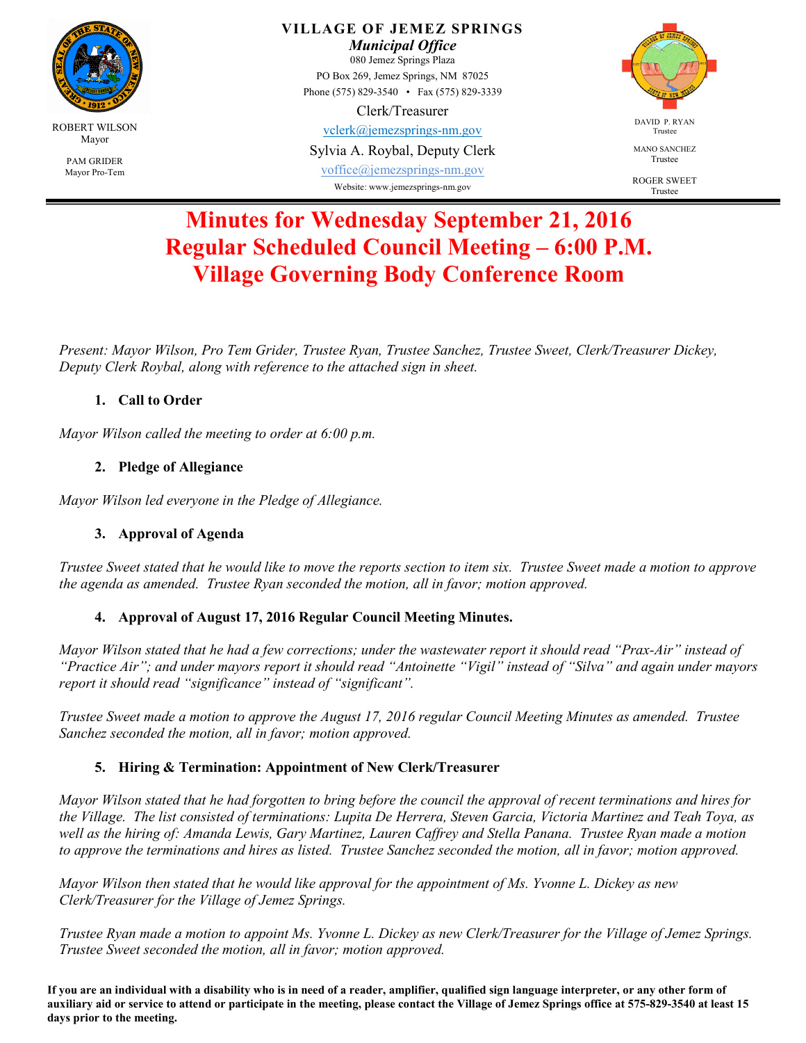VILLAGE OF JEMEZ SPRINGS
*Municipal Office*
080 Jemez Springs Plaza
PO Box 269, Jemez Springs, NM 87025
Phone (575) 829-3540 • Fax (575) 829-3339
Clerk/Treasurer
vclerk@jemezsprings-nm.gov
Sylvia A. Roybal, Deputy Clerk
voffice@jemezsprings-nm.gov
Website: www.jemezsprings-nm.gov

ROBERT WILSON
Mayor

PAM GRIDER
Mayor Pro-Tem

DAVID P. RYAN
Trustee

MANO SANCHEZ
Trustee

ROGER SWEET
Trustee

# Minutes for Wednesday September 21, 2016
# Regular Scheduled Council Meeting – 6:00 P.M.
# Village Governing Body Conference Room

*Present: Mayor Wilson, Pro Tem Grider, Trustee Ryan, Trustee Sanchez, Trustee Sweet, Clerk/Treasurer Dickey, Deputy Clerk Roybal, along with reference to the attached sign in sheet.*

1. **Call to Order**

*Mayor Wilson called the meeting to order at 6:00 p.m.*

2. **Pledge of Allegiance**

*Mayor Wilson led everyone in the Pledge of Allegiance.*

3. **Approval of Agenda**

*Trustee Sweet stated that he would like to move the reports section to item six. Trustee Sweet made a motion to approve the agenda as amended. Trustee Ryan seconded the motion, all in favor; motion approved.*

4. **Approval of August 17, 2016 Regular Council Meeting Minutes.**

*Mayor Wilson stated that he had a few corrections; under the wastewater report it should read "Prax-Air" instead of "Practice Air"; and under mayors report it should read "Antoinette "Vigil" instead of "Silva" and again under mayors report it should read "significance" instead of "significant".*

*Trustee Sweet made a motion to approve the August 17, 2016 regular Council Meeting Minutes as amended. Trustee Sanchez seconded the motion, all in favor; motion approved.*

5. **Hiring & Termination: Appointment of New Clerk/Treasurer**

*Mayor Wilson stated that he had forgotten to bring before the council the approval of recent terminations and hires for the Village. The list consisted of terminations: Lupita De Herrera, Steven Garcia, Victoria Martinez and Teah Toya, as well as the hiring of: Amanda Lewis, Gary Martinez, Lauren Caffrey and Stella Panana. Trustee Ryan made a motion to approve the terminations and hires as listed. Trustee Sanchez seconded the motion, all in favor; motion approved.*

*Mayor Wilson then stated that he would like approval for the appointment of Ms. Yvonne L. Dickey as new Clerk/Treasurer for the Village of Jemez Springs.*

*Trustee Ryan made a motion to appoint Ms. Yvonne L. Dickey as new Clerk/Treasurer for the Village of Jemez Springs. Trustee Sweet seconded the motion, all in favor; motion approved.*

**If you are an individual with a disability who is in need of a reader, amplifier, qualified sign language interpreter, or any other form of auxiliary aid or service to attend or participate in the meeting, please contact the Village of Jemez Springs office at 575-829-3540 at least 15 days prior to the meeting.**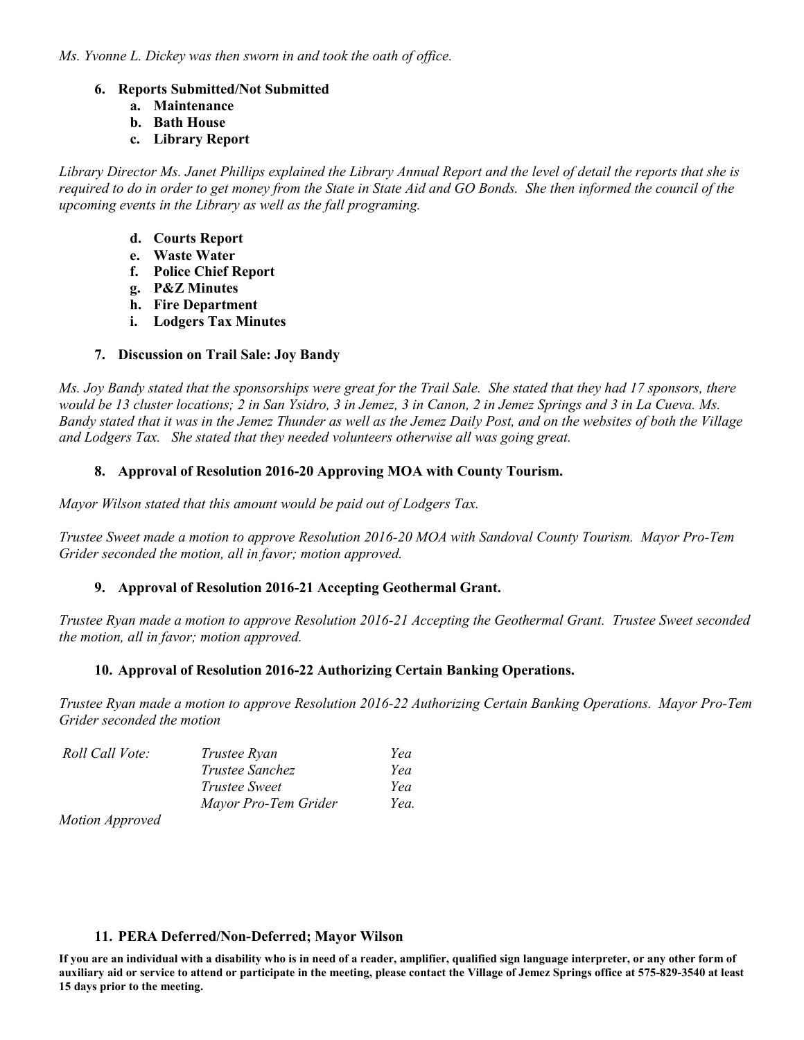*Ms. Yvonne L. Dickey was then sworn in and took the oath of office.*

**6. Reports Submitted/Not Submitted**

- **a. Maintenance**
- **b. Bath House**
- **c. Library Report**

*Library Director Ms. Janet Phillips explained the Library Annual Report and the level of detail the reports that she is required to do in order to get money from the State in State Aid and GO Bonds. She then informed the council of the upcoming events in the Library as well as the fall programing.*

- **d. Courts Report**
- **e. Waste Water**
- **f. Police Chief Report**
- **g. P&Z Minutes**
- **h. Fire Department**
- **i. Lodgers Tax Minutes**

**7. Discussion on Trail Sale: Joy Bandy**

*Ms. Joy Bandy stated that the sponsorships were great for the Trail Sale. She stated that they had 17 sponsors, there would be 13 cluster locations; 2 in San Ysidro, 3 in Jemez, 3 in Canon, 2 in Jemez Springs and 3 in La Cueva. Ms. Bandy stated that it was in the Jemez Thunder as well as the Jemez Daily Post, and on the websites of both the Village and Lodgers Tax. She stated that they needed volunteers otherwise all was going great.*

**8. Approval of Resolution 2016-20 Approving MOA with County Tourism.**

*Mayor Wilson stated that this amount would be paid out of Lodgers Tax.*

*Trustee Sweet made a motion to approve Resolution 2016-20 MOA with Sandoval County Tourism. Mayor Pro-Tem Grider seconded the motion, all in favor; motion approved.*

**9. Approval of Resolution 2016-21 Accepting Geothermal Grant.**

*Trustee Ryan made a motion to approve Resolution 2016-21 Accepting the Geothermal Grant. Trustee Sweet seconded the motion, all in favor; motion approved.*

**10. Approval of Resolution 2016-22 Authorizing Certain Banking Operations.**

*Trustee Ryan made a motion to approve Resolution 2016-22 Authorizing Certain Banking Operations. Mayor Pro-Tem Grider seconded the motion*

| Roll Call Vote: | Trustee Ryan | Yea |
|---|---|---|
| | Trustee Sanchez | Yea |
| | Trustee Sweet | Yea |
| | Mayor Pro-Tem Grider | Yea. |

*Motion Approved*

**11. PERA Deferred/Non-Deferred; Mayor Wilson**

**If you are an individual with a disability who is in need of a reader, amplifier, qualified sign language interpreter, or any other form of auxiliary aid or service to attend or participate in the meeting, please contact the Village of Jemez Springs office at 575-829-3540 at least 15 days prior to the meeting.**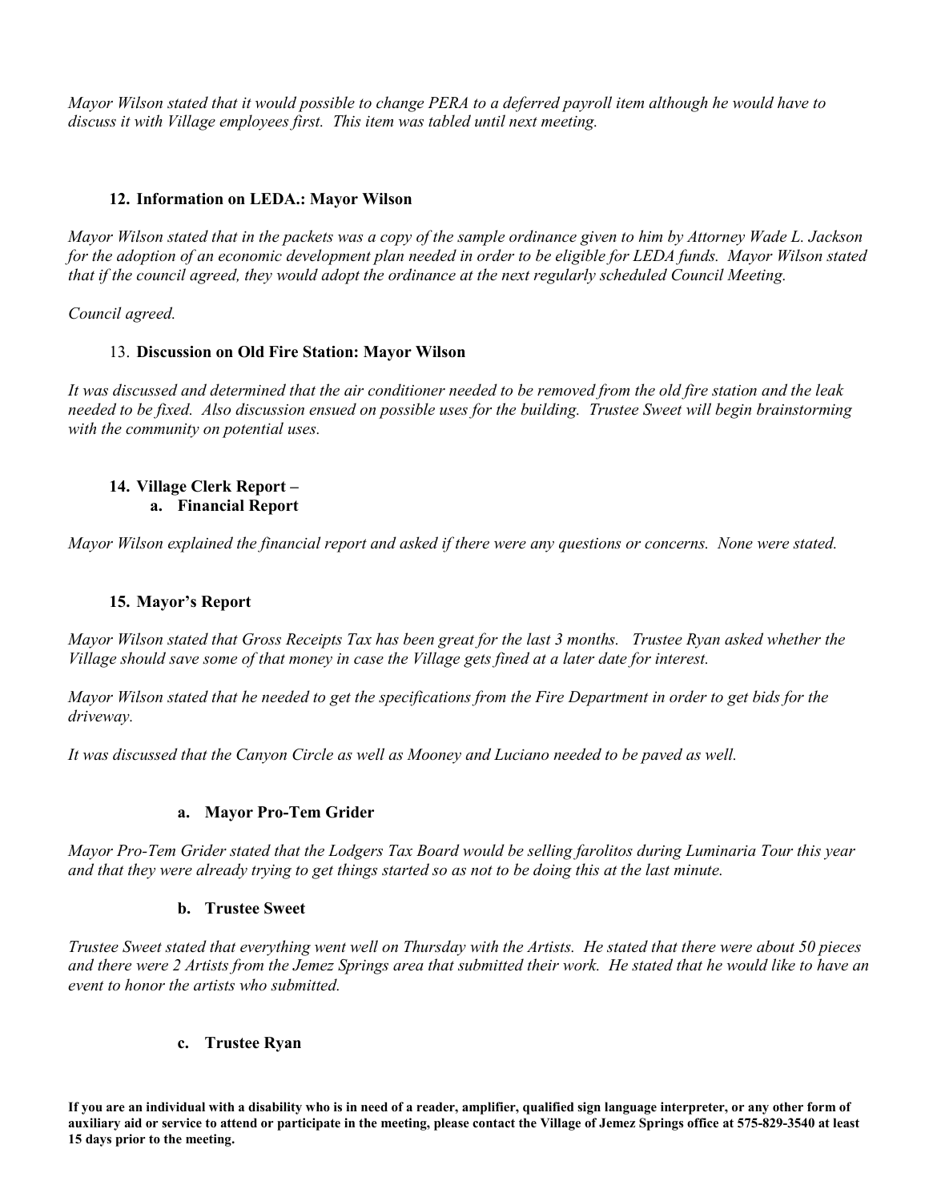*Mayor Wilson stated that it would possible to change PERA to a deferred payroll item although he would have to discuss it with Village employees first. This item was tabled until next meeting.*

**12. Information on LEDA.: Mayor Wilson**

*Mayor Wilson stated that in the packets was a copy of the sample ordinance given to him by Attorney Wade L. Jackson for the adoption of an economic development plan needed in order to be eligible for LEDA funds. Mayor Wilson stated that if the council agreed, they would adopt the ordinance at the next regularly scheduled Council Meeting.*

*Council agreed.*

13. **Discussion on Old Fire Station: Mayor Wilson**

*It was discussed and determined that the air conditioner needed to be removed from the old fire station and the leak needed to be fixed. Also discussion ensued on possible uses for the building. Trustee Sweet will begin brainstorming with the community on potential uses.*

**14. Village Clerk Report –**

**a. Financial Report**

*Mayor Wilson explained the financial report and asked if there were any questions or concerns. None were stated.*

**15. Mayor's Report**

*Mayor Wilson stated that Gross Receipts Tax has been great for the last 3 months. Trustee Ryan asked whether the Village should save some of that money in case the Village gets fined at a later date for interest.*

*Mayor Wilson stated that he needed to get the specifications from the Fire Department in order to get bids for the driveway.*

*It was discussed that the Canyon Circle as well as Mooney and Luciano needed to be paved as well.*

**a. Mayor Pro-Tem Grider**

*Mayor Pro-Tem Grider stated that the Lodgers Tax Board would be selling farolitos during Luminaria Tour this year and that they were already trying to get things started so as not to be doing this at the last minute.*

**b. Trustee Sweet**

*Trustee Sweet stated that everything went well on Thursday with the Artists. He stated that there were about 50 pieces and there were 2 Artists from the Jemez Springs area that submitted their work. He stated that he would like to have an event to honor the artists who submitted.*

**c. Trustee Ryan**

**If you are an individual with a disability who is in need of a reader, amplifier, qualified sign language interpreter, or any other form of auxiliary aid or service to attend or participate in the meeting, please contact the Village of Jemez Springs office at 575-829-3540 at least 15 days prior to the meeting.**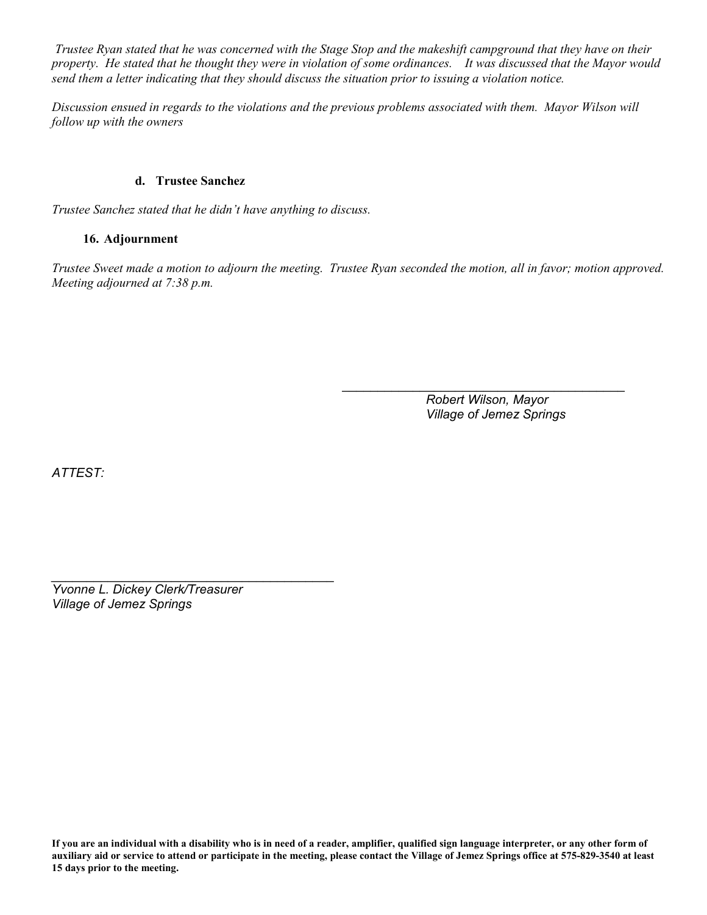*Trustee Ryan stated that he was concerned with the Stage Stop and the makeshift campground that they have on their property. He stated that he thought they were in violation of some ordinances. It was discussed that the Mayor would send them a letter indicating that they should discuss the situation prior to issuing a violation notice.*

*Discussion ensued in regards to the violations and the previous problems associated with them. Mayor Wilson will follow up with the owners*

**d. Trustee Sanchez**

*Trustee Sanchez stated that he didn't have anything to discuss.*

**16. Adjournment**

*Trustee Sweet made a motion to adjourn the meeting. Trustee Ryan seconded the motion, all in favor; motion approved. Meeting adjourned at 7:38 p.m.*

\_\_\_\_\_\_\_\_\_\_\_\_\_\_\_\_\_\_\_\_\_\_\_\_\_\_\_\_\_\_\_\_\_\_\_\_\_\_\_\_

*Robert Wilson, Mayor*
*Village of Jemez Springs*

*ATTEST:*

\_\_\_\_\_\_\_\_\_\_\_\_\_\_\_\_\_\_\_\_\_\_\_\_\_\_\_\_\_\_\_\_\_\_\_\_\_\_\_\_

*Yvonne L. Dickey Clerk/Treasurer*
*Village of Jemez Springs*

**If you are an individual with a disability who is in need of a reader, amplifier, qualified sign language interpreter, or any other form of auxiliary aid or service to attend or participate in the meeting, please contact the Village of Jemez Springs office at 575-829-3540 at least 15 days prior to the meeting.**